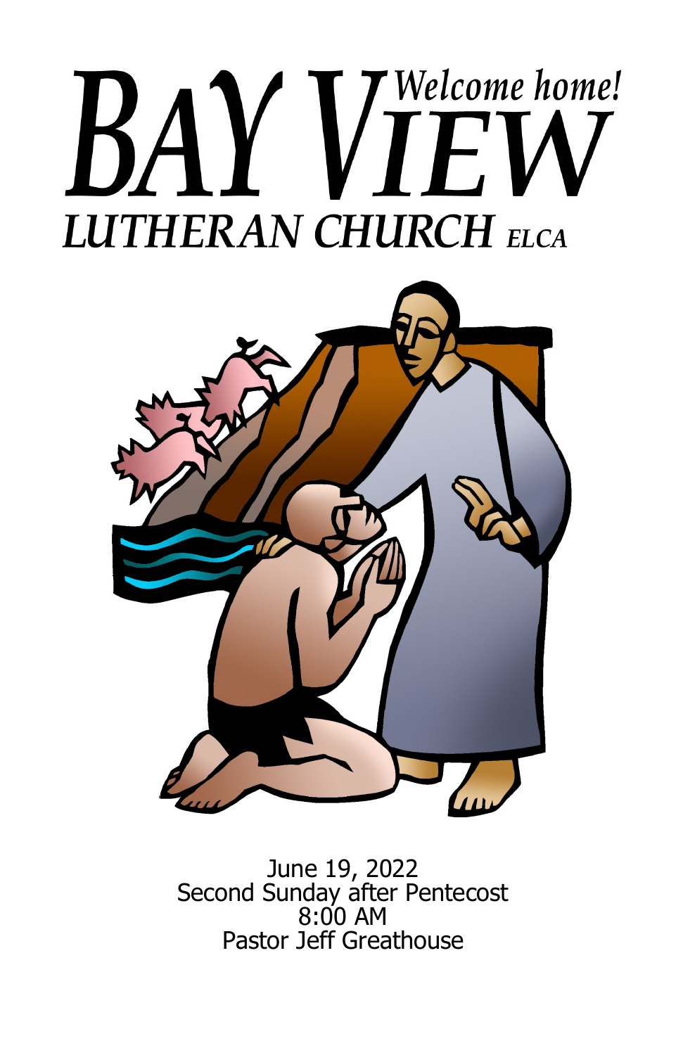# BAY VIEW LUTHERAN CHURCH ELCA

*Welcome home!*

June 19, 2022
Second Sunday after Pentecost
8:00 AM
Pastor Jeff Greathouse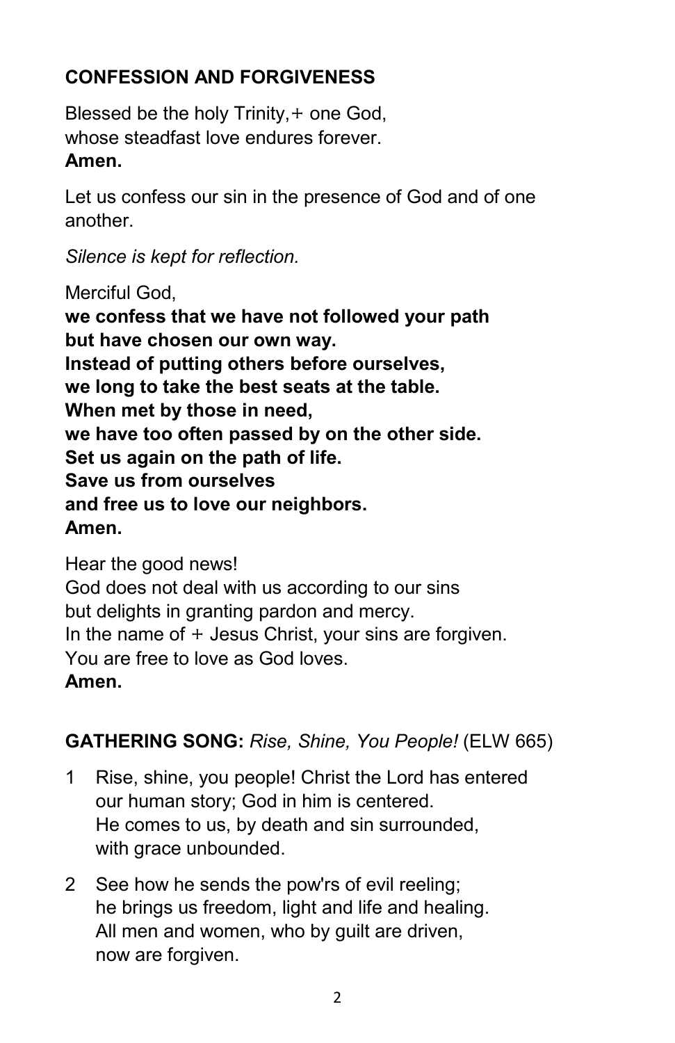## CONFESSION AND FORGIVENESS

Blessed be the holy Trinity,+ one God,
whose steadfast love endures forever.
**Amen.**

Let us confess our sin in the presence of God and of one another.

*Silence is kept for reflection.*

Merciful God,
**we confess that we have not followed your path**
**but have chosen our own way.**
**Instead of putting others before ourselves,**
**we long to take the best seats at the table.**
**When met by those in need,**
**we have too often passed by on the other side.**
**Set us again on the path of life.**
**Save us from ourselves**
**and free us to love our neighbors.**
**Amen.**

Hear the good news!
God does not deal with us according to our sins
but delights in granting pardon and mercy.
In the name of + Jesus Christ, your sins are forgiven.
You are free to love as God loves.
**Amen.**

## GATHERING SONG: *Rise, Shine, You People!* (ELW 665)

1 Rise, shine, you people! Christ the Lord has entered
our human story; God in him is centered.
He comes to us, by death and sin surrounded,
with grace unbounded.

2 See how he sends the pow'rs of evil reeling;
he brings us freedom, light and life and healing.
All men and women, who by guilt are driven,
now are forgiven.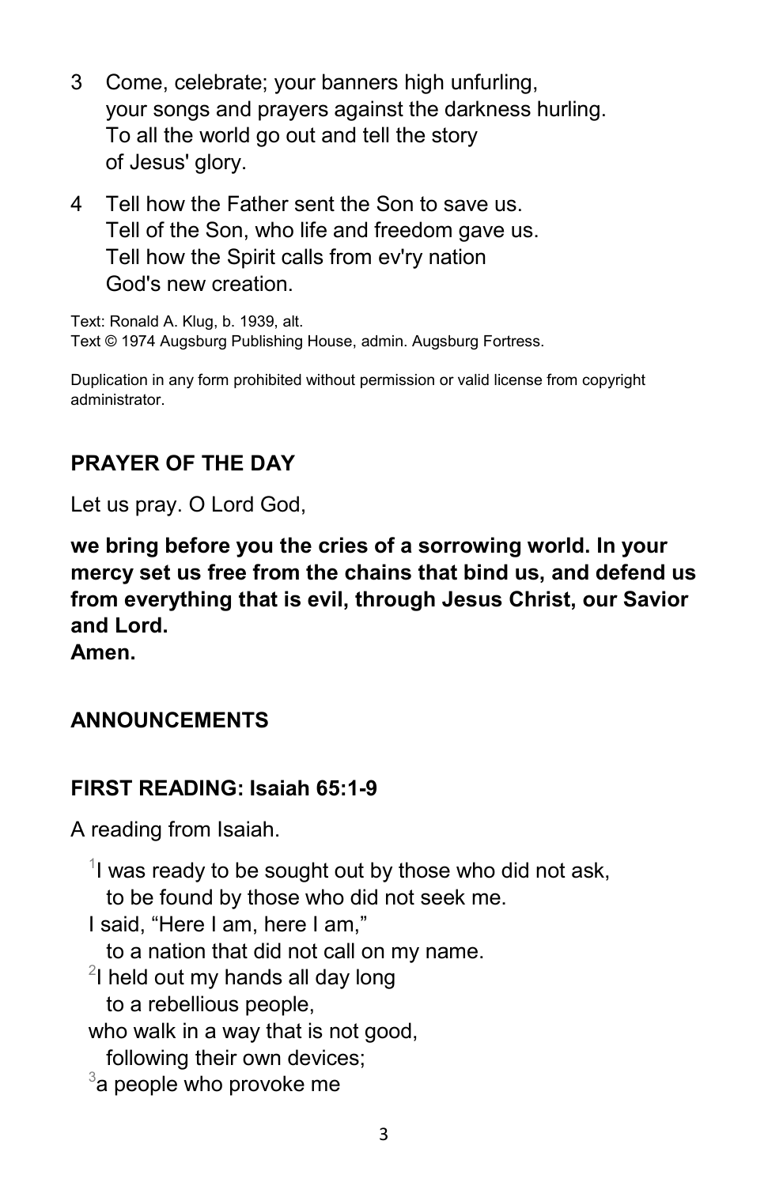3 Come, celebrate; your banners high unfurling,
your songs and prayers against the darkness hurling.
To all the world go out and tell the story
of Jesus' glory.

4 Tell how the Father sent the Son to save us.
Tell of the Son, who life and freedom gave us.
Tell how the Spirit calls from ev'ry nation
God's new creation.

Text: Ronald A. Klug, b. 1939, alt.
Text © 1974 Augsburg Publishing House, admin. Augsburg Fortress.

Duplication in any form prohibited without permission or valid license from copyright administrator.

## PRAYER OF THE DAY

Let us pray. O Lord God,

**we bring before you the cries of a sorrowing world. In your mercy set us free from the chains that bind us, and defend us from everything that is evil, through Jesus Christ, our Savior and Lord.**
**Amen.**

## ANNOUNCEMENTS

## FIRST READING: Isaiah 65:1-9

A reading from Isaiah.

[1]I was ready to be sought out by those who did not ask,
to be found by those who did not seek me.
I said, "Here I am, here I am,"
to a nation that did not call on my name.
[2]I held out my hands all day long
to a rebellious people,
who walk in a way that is not good,
following their own devices;
[3]a people who provoke me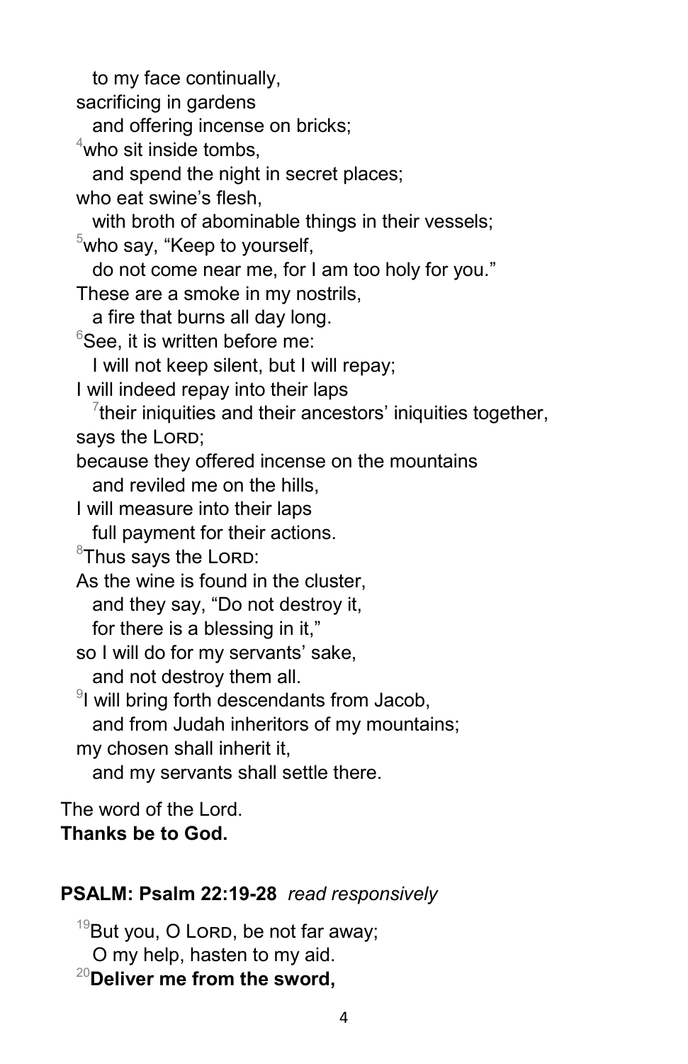to my face continually,  
sacrificing in gardens  
and offering incense on bricks;  
[4]who sit inside tombs,  
and spend the night in secret places;  
who eat swine's flesh,  
with broth of abominable things in their vessels;  
[5]who say, "Keep to yourself,  
do not come near me, for I am too holy for you."  
These are a smoke in my nostrils,  
a fire that burns all day long.  
[6]See, it is written before me:  
I will not keep silent, but I will repay;  
I will indeed repay into their laps  
[7]their iniquities and their ancestors' iniquities together,  
says the LORD;  
because they offered incense on the mountains  
and reviled me on the hills,  
I will measure into their laps  
full payment for their actions.  
[8]Thus says the LORD:  
As the wine is found in the cluster,  
and they say, "Do not destroy it,  
for there is a blessing in it,"  
so I will do for my servants' sake,  
and not destroy them all.  
[9]I will bring forth descendants from Jacob,  
and from Judah inheritors of my mountains;  
my chosen shall inherit it,  
and my servants shall settle there.

The word of the Lord.  
**Thanks be to God.**

**PSALM: Psalm 22:19-28** *read responsively*

[19]But you, O LORD, be not far away;  
O my help, hasten to my aid.  
[20]**Deliver me from the sword,**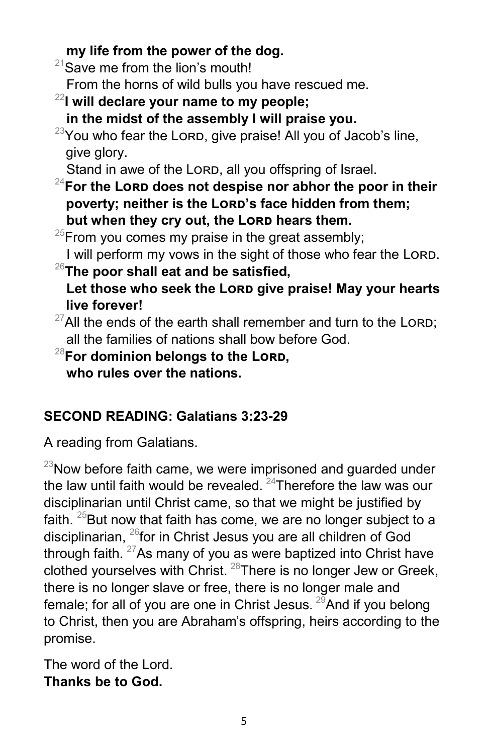**my life from the power of the dog.**

[21]Save me from the lion's mouth!
From the horns of wild bulls you have rescued me.

[22]**I will declare your name to my people;
in the midst of the assembly I will praise you.**

[23]You who fear the LORD, give praise! All you of Jacob's line, give glory.
Stand in awe of the LORD, all you offspring of Israel.

[24]**For the LORD does not despise nor abhor the poor in their poverty; neither is the LORD's face hidden from them; but when they cry out, the LORD hears them.**

[25]From you comes my praise in the great assembly;
I will perform my vows in the sight of those who fear the LORD.

[26]**The poor shall eat and be satisfied,
Let those who seek the LORD give praise! May your hearts live forever!**

[27]All the ends of the earth shall remember and turn to the LORD;
all the families of nations shall bow before God.

[28]**For dominion belongs to the LORD,
who rules over the nations.**

## SECOND READING: Galatians 3:23-29

A reading from Galatians.

[23]Now before faith came, we were imprisoned and guarded under the law until faith would be revealed. [24]Therefore the law was our disciplinarian until Christ came, so that we might be justified by faith. [25]But now that faith has come, we are no longer subject to a disciplinarian, [26]for in Christ Jesus you are all children of God through faith. [27]As many of you as were baptized into Christ have clothed yourselves with Christ. [28]There is no longer Jew or Greek, there is no longer slave or free, there is no longer male and female; for all of you are one in Christ Jesus. [29]And if you belong to Christ, then you are Abraham's offspring, heirs according to the promise.

The word of the Lord.
**Thanks be to God.**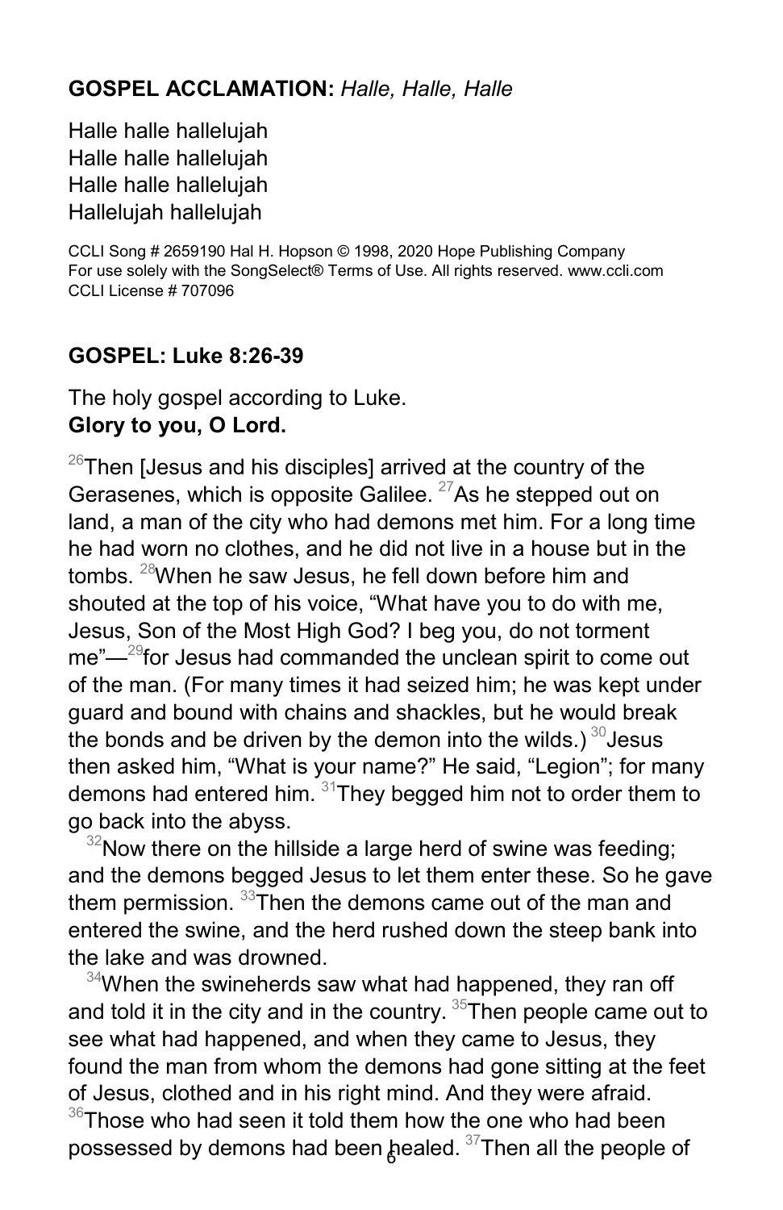**GOSPEL ACCLAMATION:** *Halle, Halle, Halle*

Halle halle hallelujah
Halle halle hallelujah
Halle halle hallelujah
Hallelujah hallelujah

CCLI Song # 2659190 Hal H. Hopson © 1998, 2020 Hope Publishing Company
For use solely with the SongSelect® Terms of Use. All rights reserved. www.ccli.com
CCLI License # 707096

**GOSPEL: Luke 8:26-39**

The holy gospel according to Luke.
**Glory to you, O Lord.**

[26]Then [Jesus and his disciples] arrived at the country of the Gerasenes, which is opposite Galilee. [27]As he stepped out on land, a man of the city who had demons met him. For a long time he had worn no clothes, and he did not live in a house but in the tombs. [28]When he saw Jesus, he fell down before him and shouted at the top of his voice, "What have you to do with me, Jesus, Son of the Most High God? I beg you, do not torment me"—[29]for Jesus had commanded the unclean spirit to come out of the man. (For many times it had seized him; he was kept under guard and bound with chains and shackles, but he would break the bonds and be driven by the demon into the wilds.) [30]Jesus then asked him, "What is your name?" He said, "Legion"; for many demons had entered him. [31]They begged him not to order them to go back into the abyss.

[32]Now there on the hillside a large herd of swine was feeding; and the demons begged Jesus to let them enter these. So he gave them permission. [33]Then the demons came out of the man and entered the swine, and the herd rushed down the steep bank into the lake and was drowned.

[34]When the swineherds saw what had happened, they ran off and told it in the city and in the country. [35]Then people came out to see what had happened, and when they came to Jesus, they found the man from whom the demons had gone sitting at the feet of Jesus, clothed and in his right mind. And they were afraid. [36]Those who had seen it told them how the one who had been possessed by demons had been healed. [37]Then all the people of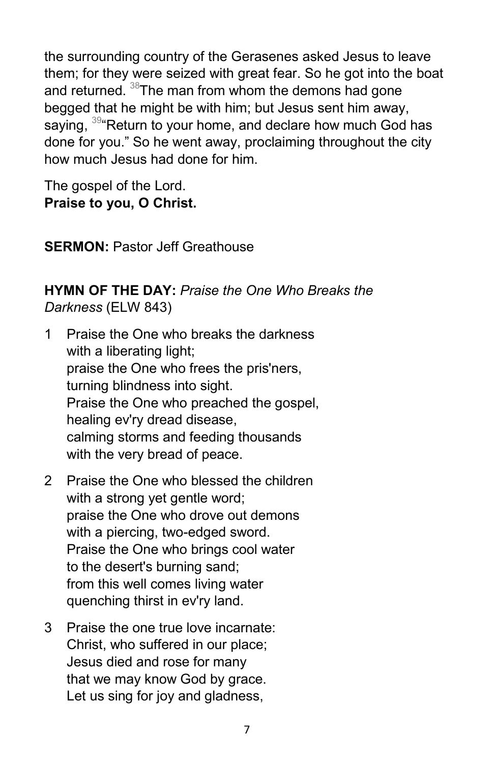the surrounding country of the Gerasenes asked Jesus to leave them; for they were seized with great fear. So he got into the boat and returned. [38]The man from whom the demons had gone begged that he might be with him; but Jesus sent him away, saying, [39]"Return to your home, and declare how much God has done for you." So he went away, proclaiming throughout the city how much Jesus had done for him.

The gospel of the Lord.
**Praise to you, O Christ.**

**SERMON:** Pastor Jeff Greathouse

**HYMN OF THE DAY:** *Praise the One Who Breaks the Darkness* (ELW 843)

1 Praise the One who breaks the darkness
with a liberating light;
praise the One who frees the pris'ners,
turning blindness into sight.
Praise the One who preached the gospel,
healing ev'ry dread disease,
calming storms and feeding thousands
with the very bread of peace.

2 Praise the One who blessed the children
with a strong yet gentle word;
praise the One who drove out demons
with a piercing, two-edged sword.
Praise the One who brings cool water
to the desert's burning sand;
from this well comes living water
quenching thirst in ev'ry land.

3 Praise the one true love incarnate:
Christ, who suffered in our place;
Jesus died and rose for many
that we may know God by grace.
Let us sing for joy and gladness,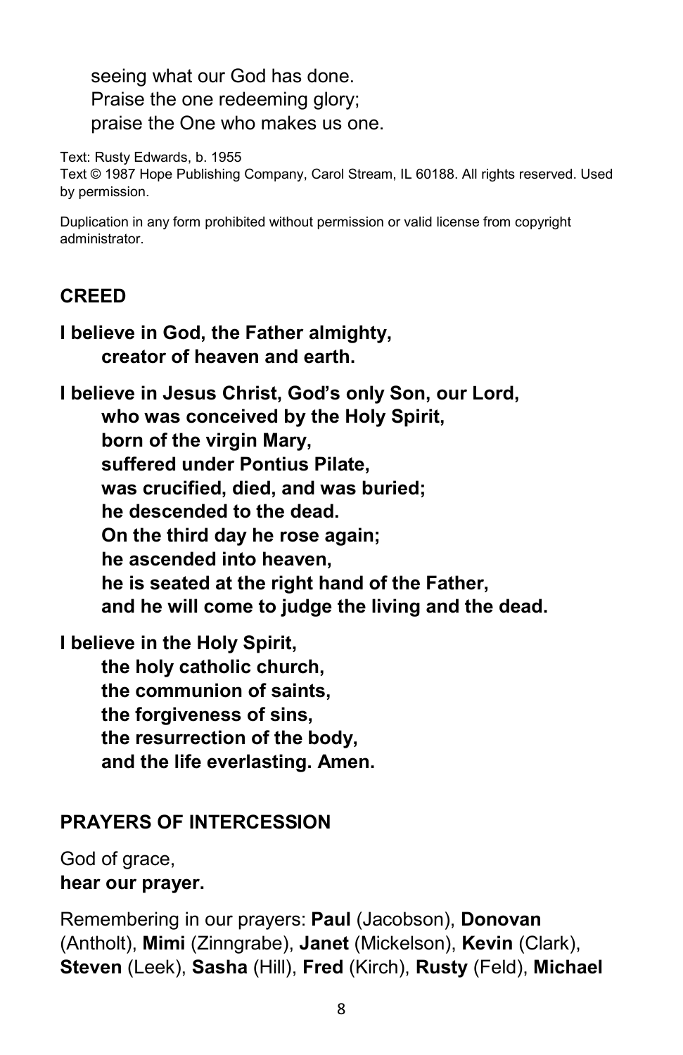seeing what our God has done.
Praise the one redeeming glory;
praise the One who makes us one.

Text: Rusty Edwards, b. 1955
Text © 1987 Hope Publishing Company, Carol Stream, IL 60188. All rights reserved. Used by permission.

Duplication in any form prohibited without permission or valid license from copyright administrator.

## CREED

**I believe in God, the Father almighty,**
**creator of heaven and earth.**

**I believe in Jesus Christ, God's only Son, our Lord,**
**who was conceived by the Holy Spirit,**
**born of the virgin Mary,**
**suffered under Pontius Pilate,**
**was crucified, died, and was buried;**
**he descended to the dead.**
**On the third day he rose again;**
**he ascended into heaven,**
**he is seated at the right hand of the Father,**
**and he will come to judge the living and the dead.**

**I believe in the Holy Spirit,**
**the holy catholic church,**
**the communion of saints,**
**the forgiveness of sins,**
**the resurrection of the body,**
**and the life everlasting. Amen.**

## PRAYERS OF INTERCESSION

God of grace,
**hear our prayer.**

Remembering in our prayers: **Paul** (Jacobson), **Donovan** (Antholt), **Mimi** (Zinngrabe), **Janet** (Mickelson), **Kevin** (Clark), **Steven** (Leek), **Sasha** (Hill), **Fred** (Kirch), **Rusty** (Feld), **Michael**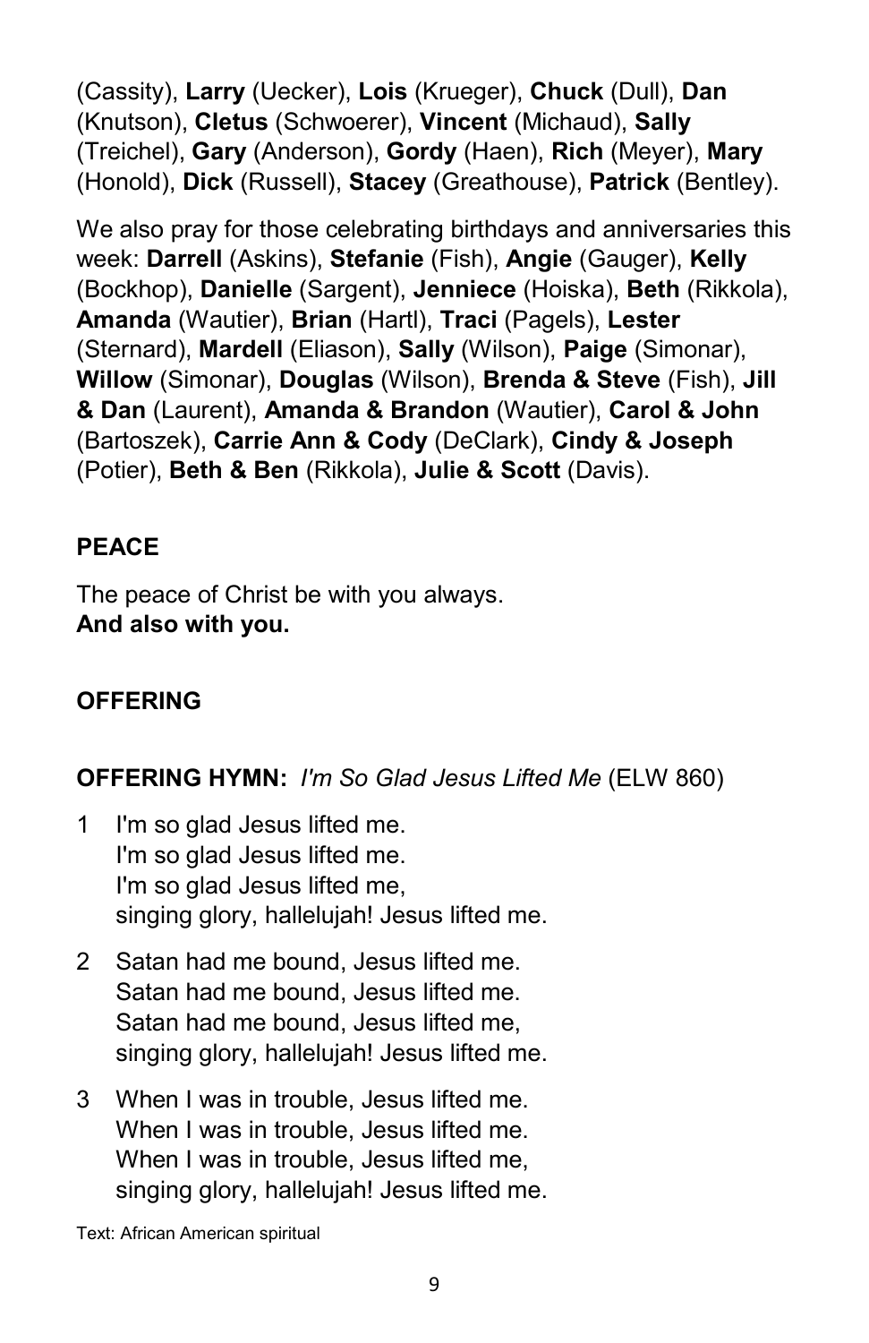(Cassity), **Larry** (Uecker), **Lois** (Krueger), **Chuck** (Dull), **Dan** (Knutson), **Cletus** (Schwoerer), **Vincent** (Michaud), **Sally** (Treichel), **Gary** (Anderson), **Gordy** (Haen), **Rich** (Meyer), **Mary** (Honold), **Dick** (Russell), **Stacey** (Greathouse), **Patrick** (Bentley).

We also pray for those celebrating birthdays and anniversaries this week: **Darrell** (Askins), **Stefanie** (Fish), **Angie** (Gauger), **Kelly** (Bockhop), **Danielle** (Sargent), **Jenniece** (Hoiska), **Beth** (Rikkola), **Amanda** (Wautier), **Brian** (Hartl), **Traci** (Pagels), **Lester** (Sternard), **Mardell** (Eliason), **Sally** (Wilson), **Paige** (Simonar), **Willow** (Simonar), **Douglas** (Wilson), **Brenda & Steve** (Fish), **Jill & Dan** (Laurent), **Amanda & Brandon** (Wautier), **Carol & John** (Bartoszek), **Carrie Ann & Cody** (DeClark), **Cindy & Joseph** (Potier), **Beth & Ben** (Rikkola), **Julie & Scott** (Davis).

## PEACE

The peace of Christ be with you always.
**And also with you.**

## OFFERING

**OFFERING HYMN:** *I'm So Glad Jesus Lifted Me* (ELW 860)

1 I'm so glad Jesus lifted me.
I'm so glad Jesus lifted me.
I'm so glad Jesus lifted me,
singing glory, hallelujah! Jesus lifted me.

2 Satan had me bound, Jesus lifted me.
Satan had me bound, Jesus lifted me.
Satan had me bound, Jesus lifted me,
singing glory, hallelujah! Jesus lifted me.

3 When I was in trouble, Jesus lifted me.
When I was in trouble, Jesus lifted me.
When I was in trouble, Jesus lifted me,
singing glory, hallelujah! Jesus lifted me.

Text: African American spiritual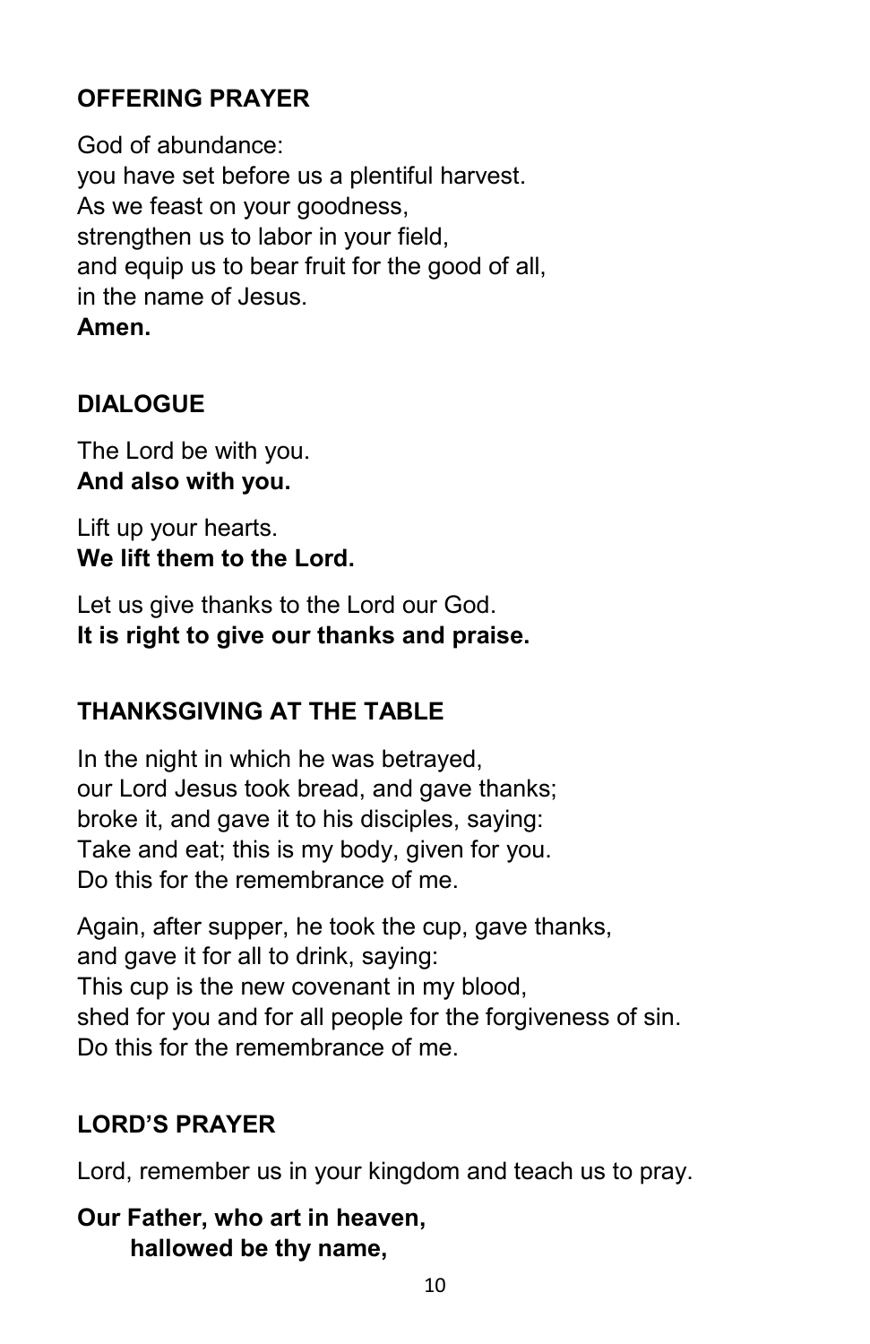## OFFERING PRAYER

God of abundance:
you have set before us a plentiful harvest.
As we feast on your goodness,
strengthen us to labor in your field,
and equip us to bear fruit for the good of all,
in the name of Jesus.
**Amen.**

## DIALOGUE

The Lord be with you.
**And also with you.**

Lift up your hearts.
**We lift them to the Lord.**

Let us give thanks to the Lord our God.
**It is right to give our thanks and praise.**

## THANKSGIVING AT THE TABLE

In the night in which he was betrayed,
our Lord Jesus took bread, and gave thanks;
broke it, and gave it to his disciples, saying:
Take and eat; this is my body, given for you.
Do this for the remembrance of me.

Again, after supper, he took the cup, gave thanks,
and gave it for all to drink, saying:
This cup is the new covenant in my blood,
shed for you and for all people for the forgiveness of sin.
Do this for the remembrance of me.

## LORD'S PRAYER

Lord, remember us in your kingdom and teach us to pray.

**Our Father, who art in heaven,**
**hallowed be thy name,**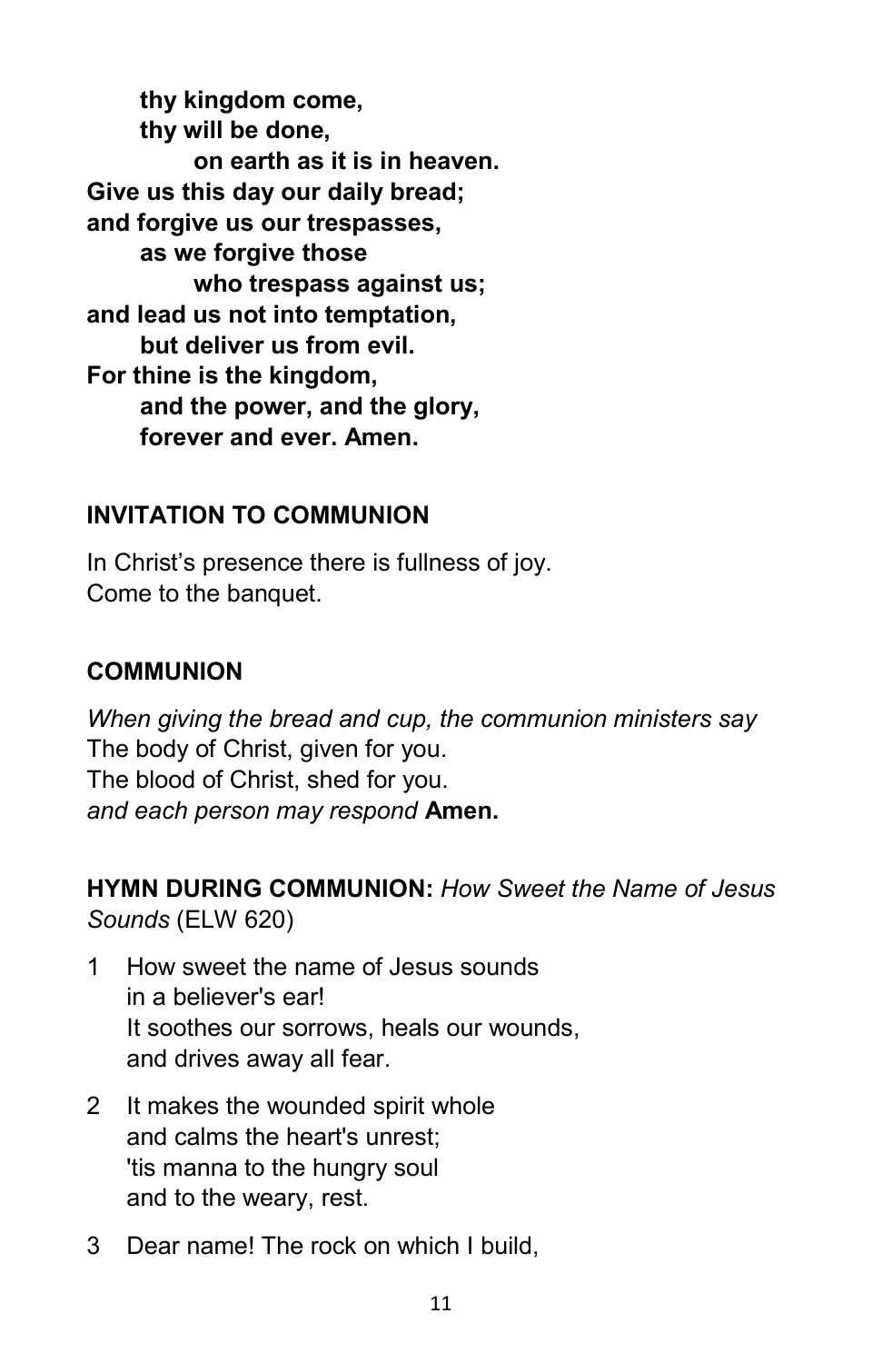**thy kingdom come,**
**thy will be done,**
**on earth as it is in heaven.**
**Give us this day our daily bread;**
**and forgive us our trespasses,**
**as we forgive those**
**who trespass against us;**
**and lead us not into temptation,**
**but deliver us from evil.**
**For thine is the kingdom,**
**and the power, and the glory,**
**forever and ever. Amen.**

## INVITATION TO COMMUNION

In Christ's presence there is fullness of joy.
Come to the banquet.

## COMMUNION

*When giving the bread and cup, the communion ministers say*
The body of Christ, given for you.
The blood of Christ, shed for you.
*and each person may respond* **Amen.**

**HYMN DURING COMMUNION:** *How Sweet the Name of Jesus Sounds* (ELW 620)

1 How sweet the name of Jesus sounds
in a believer's ear!
It soothes our sorrows, heals our wounds,
and drives away all fear.

2 It makes the wounded spirit whole
and calms the heart's unrest;
'tis manna to the hungry soul
and to the weary, rest.

3 Dear name! The rock on which I build,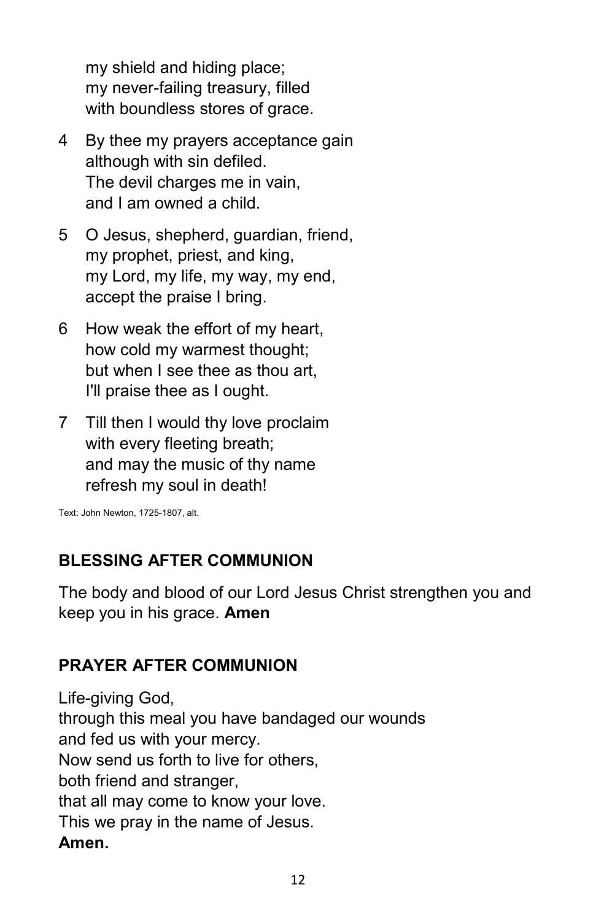my shield and hiding place;
my never-failing treasury, filled
with boundless stores of grace.

4 By thee my prayers acceptance gain
although with sin defiled.
The devil charges me in vain,
and I am owned a child.

5 O Jesus, shepherd, guardian, friend,
my prophet, priest, and king,
my Lord, my life, my way, my end,
accept the praise I bring.

6 How weak the effort of my heart,
how cold my warmest thought;
but when I see thee as thou art,
I'll praise thee as I ought.

7 Till then I would thy love proclaim
with every fleeting breath;
and may the music of thy name
refresh my soul in death!

Text: John Newton, 1725-1807, alt.

## BLESSING AFTER COMMUNION

The body and blood of our Lord Jesus Christ strengthen you and keep you in his grace. **Amen**

## PRAYER AFTER COMMUNION

Life-giving God,
through this meal you have bandaged our wounds
and fed us with your mercy.
Now send us forth to live for others,
both friend and stranger,
that all may come to know your love.
This we pray in the name of Jesus.
**Amen.**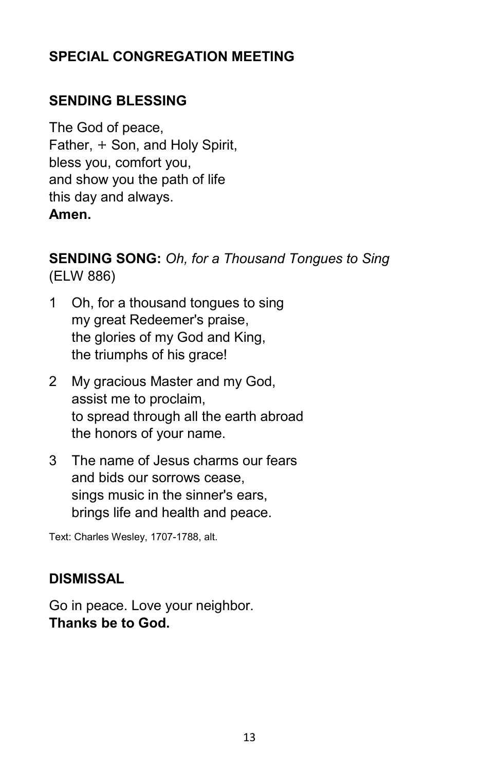## SPECIAL CONGREGATION MEETING

## SENDING BLESSING

The God of peace,
Father, + Son, and Holy Spirit,
bless you, comfort you,
and show you the path of life
this day and always.
**Amen.**

## SENDING SONG: *Oh, for a Thousand Tongues to Sing* (ELW 886)

1 Oh, for a thousand tongues to sing
my great Redeemer's praise,
the glories of my God and King,
the triumphs of his grace!

2 My gracious Master and my God,
assist me to proclaim,
to spread through all the earth abroad
the honors of your name.

3 The name of Jesus charms our fears
and bids our sorrows cease,
sings music in the sinner's ears,
brings life and health and peace.

Text: Charles Wesley, 1707-1788, alt.

## DISMISSAL

Go in peace. Love your neighbor.
**Thanks be to God.**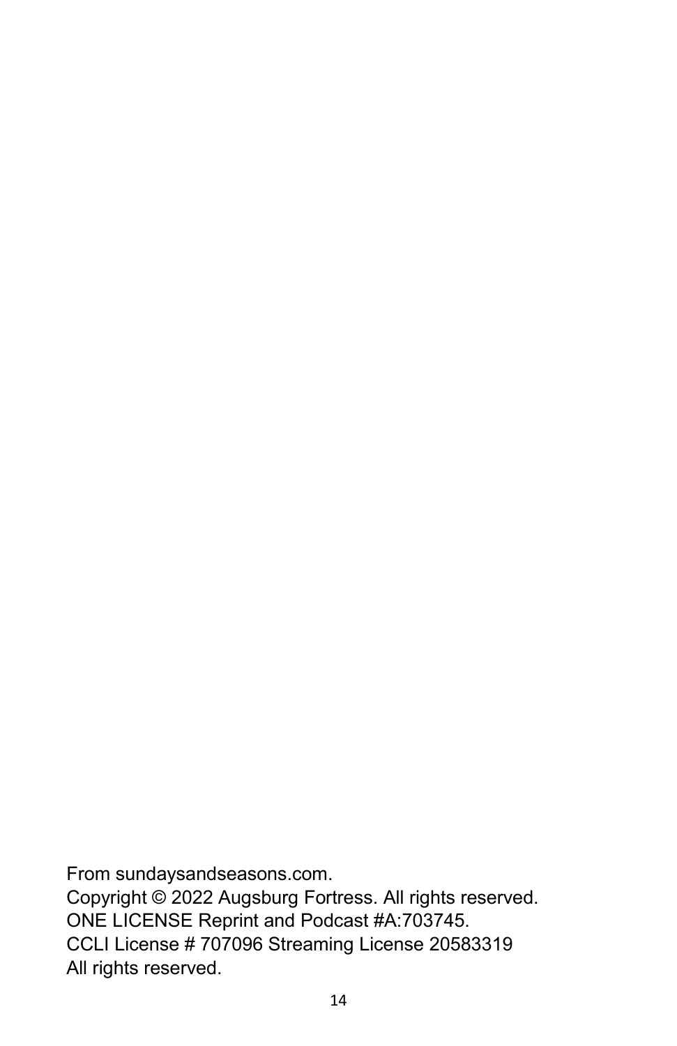From sundaysandseasons.com.
Copyright © 2022 Augsburg Fortress. All rights reserved.
ONE LICENSE Reprint and Podcast #A:703745.
CCLI License # 707096 Streaming License 20583319
All rights reserved.